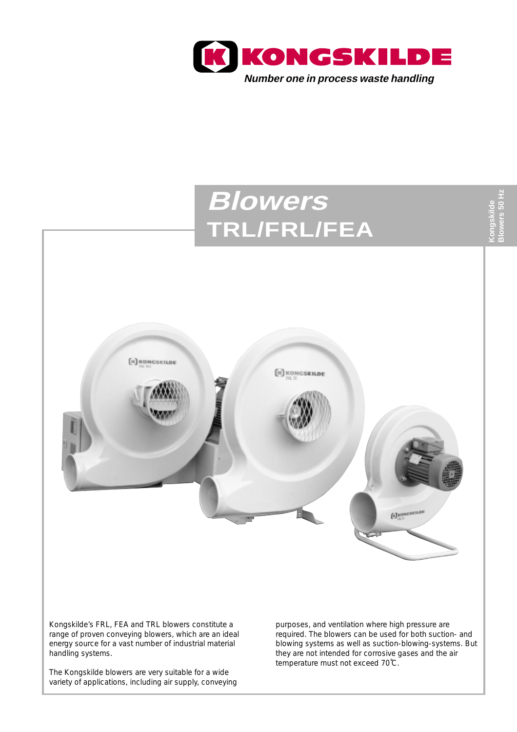# KONGSKILDE

*Number one in process waste handling*

# *Blowers*
# TRL/FRL/FEA

Kongskilde Blowers 50 Hz

Kongskilde's FRL, FEA and TRL blowers constitute a range of proven conveying blowers, which are an ideal energy source for a vast number of industrial material handling systems.

The Kongskilde blowers are very suitable for a wide variety of applications, including air supply, conveying purposes, and ventilation where high pressure are required. The blowers can be used for both suction- and blowing systems as well as suction-blowing-systems. But they are not intended for corrosive gases and the air temperature must not exceed 70℃.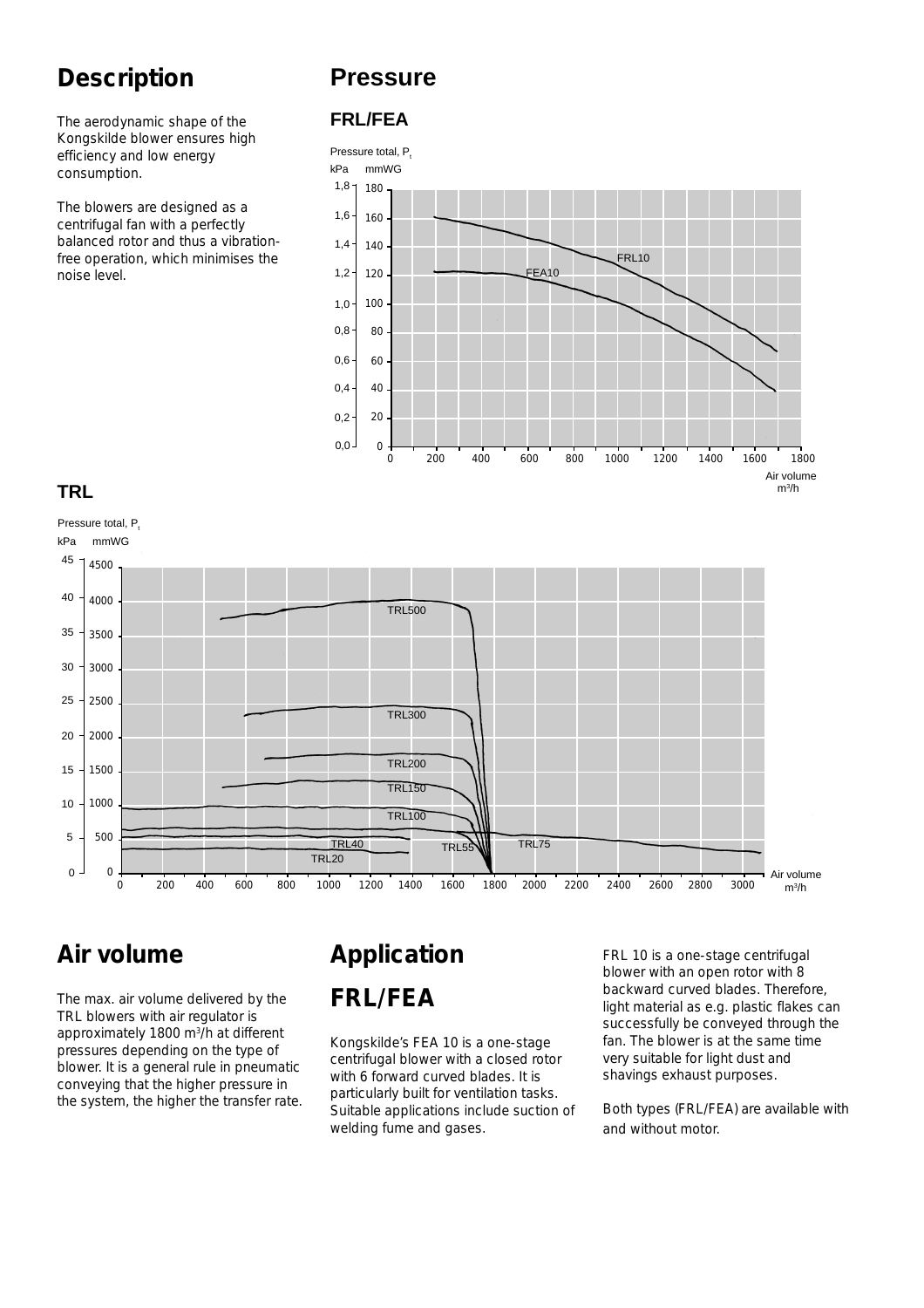## Description

The aerodynamic shape of the Kongskilde blower ensures high efficiency and low energy consumption.

The blowers are designed as a centrifugal fan with a perfectly balanced rotor and thus a vibration-free operation, which minimises the noise level.

## Pressure

### FRL/FEA

Pressure total, $P_t$

kPa mmWG

FRL10

FEA10

Air volume m³/h

### TRL

Pressure total, $P_t$

kPa mmWG

TRL500

TRL300

TRL200

TRL150

TRL100

TRL75

TRL55

TRL40

TRL20

Air volume m³/h

## Air volume

The max. air volume delivered by the TRL blowers with air regulator is approximately 1800 m³/h at different pressures depending on the type of blower. It is a general rule in pneumatic conveying that the higher pressure in the system, the higher the transfer rate.

## Application

## FRL/FEA

Kongskilde's FEA 10 is a one-stage centrifugal blower with a closed rotor with 6 forward curved blades. It is particularly built for ventilation tasks. Suitable applications include suction of welding fume and gases.

FRL 10 is a one-stage centrifugal blower with an open rotor with 8 backward curved blades. Therefore, light material as e.g. plastic flakes can successfully be conveyed through the fan. The blower is at the same time very suitable for light dust and shavings exhaust purposes.

Both types (FRL/FEA) are available with and without motor.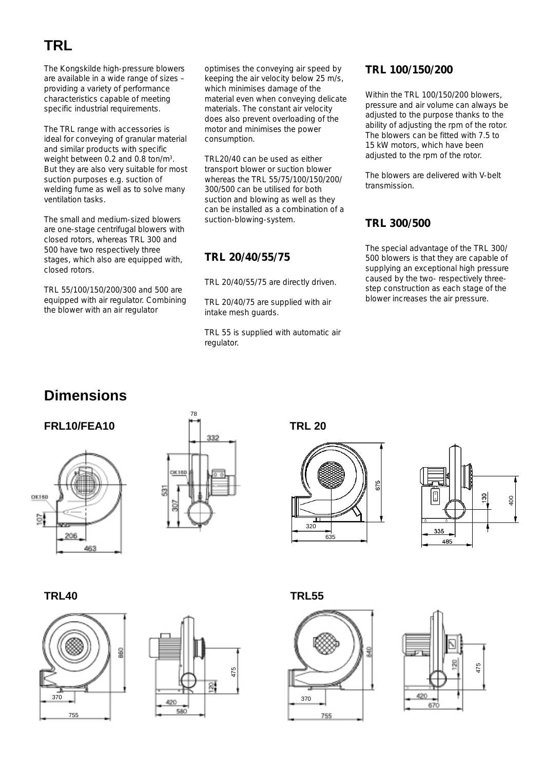# TRL

The Kongskilde high-pressure blowers are available in a wide range of sizes – providing a variety of performance characteristics capable of meeting specific industrial requirements.

The TRL range with accessories is ideal for conveying of granular material and similar products with specific weight between 0.2 and 0.8 ton/m³. But they are also very suitable for most suction purposes e.g. suction of welding fume as well as to solve many ventilation tasks.

The small and medium-sized blowers are one-stage centrifugal blowers with closed rotors, whereas TRL 300 and 500 have two respectively three stages, which also are equipped with, closed rotors.

TRL 55/100/150/200/300 and 500 are equipped with air regulator. Combining the blower with an air regulator optimises the conveying air speed by keeping the air velocity below 25 m/s, which minimises damage of the material even when conveying delicate materials. The constant air velocity does also prevent overloading of the motor and minimises the power consumption.

TRL20/40 can be used as either transport blower or suction blower whereas the TRL 55/75/100/150/200/300/500 can be utilised for both suction and blowing as well as they can be installed as a combination of a suction-blowing-system.

### TRL 20/40/55/75

TRL 20/40/55/75 are directly driven.

TRL 20/40/75 are supplied with air intake mesh guards.

TRL 55 is supplied with automatic air regulator.

### TRL 100/150/200

Within the TRL 100/150/200 blowers, pressure and air volume can always be adjusted to the purpose thanks to the ability of adjusting the rpm of the rotor. The blowers can be fitted with 7.5 to 15 kW motors, which have been adjusted to the rpm of the rotor.

The blowers are delivered with V-belt transmission.

### TRL 300/500

The special advantage of the TRL 300/500 blowers is that they are capable of supplying an exceptional high pressure caused by the two- respectively three-step construction as each stage of the blower increases the air pressure.

# Dimensions

### FRL10/FEA10

### TRL 20

### TRL40

### TRL55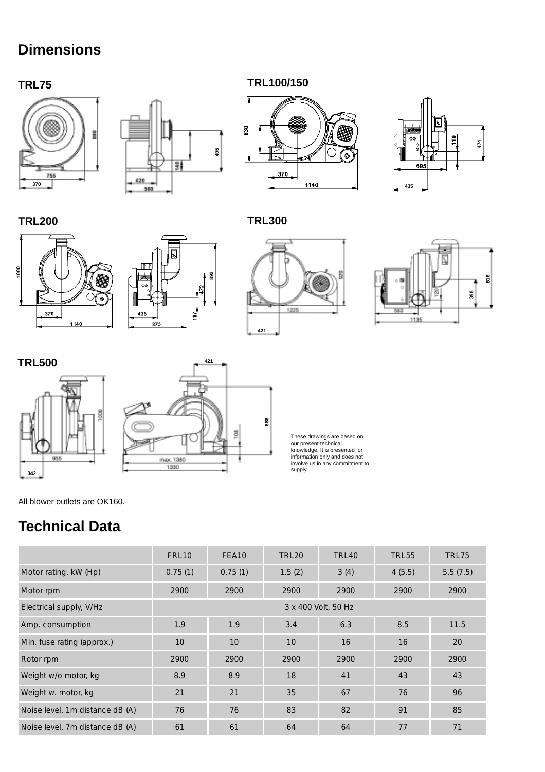# Dimensions

## TRL75

## TRL100/150

## TRL200

## TRL300

## TRL500

These drawings are based on our present technical knowledge. It is presented for information only and does not involve us in any commitment to supply.

All blower outlets are OK160.

# Technical Data

| | FRL10 | FEA10 | TRL20 | TRL40 | TRL55 | TRL75 |
|---|---|---|---|---|---|---|
| Motor rating, kW (Hp) | 0.75 (1) | 0.75 (1) | 1.5 (2) | 3 (4) | 4 (5.5) | 5.5 (7.5) |
| Motor rpm | 2900 | 2900 | 2900 | 2900 | 2900 | 2900 |
| Electrical supply, V/Hz | 3 x 400 Volt, 50 Hz | | | | | |
| Amp. consumption | 1.9 | 1.9 | 3.4 | 6.3 | 8.5 | 11.5 |
| Min. fuse rating (approx.) | 10 | 10 | 10 | 16 | 16 | 20 |
| Rotor rpm | 2900 | 2900 | 2900 | 2900 | 2900 | 2900 |
| Weight w/o motor, kg | 8.9 | 8.9 | 18 | 41 | 43 | 43 |
| Weight w. motor, kg | 21 | 21 | 35 | 67 | 76 | 96 |
| Noise level, 1m distance dB (A) | 76 | 76 | 83 | 82 | 91 | 85 |
| Noise level, 7m distance dB (A) | 61 | 61 | 64 | 64 | 77 | 71 |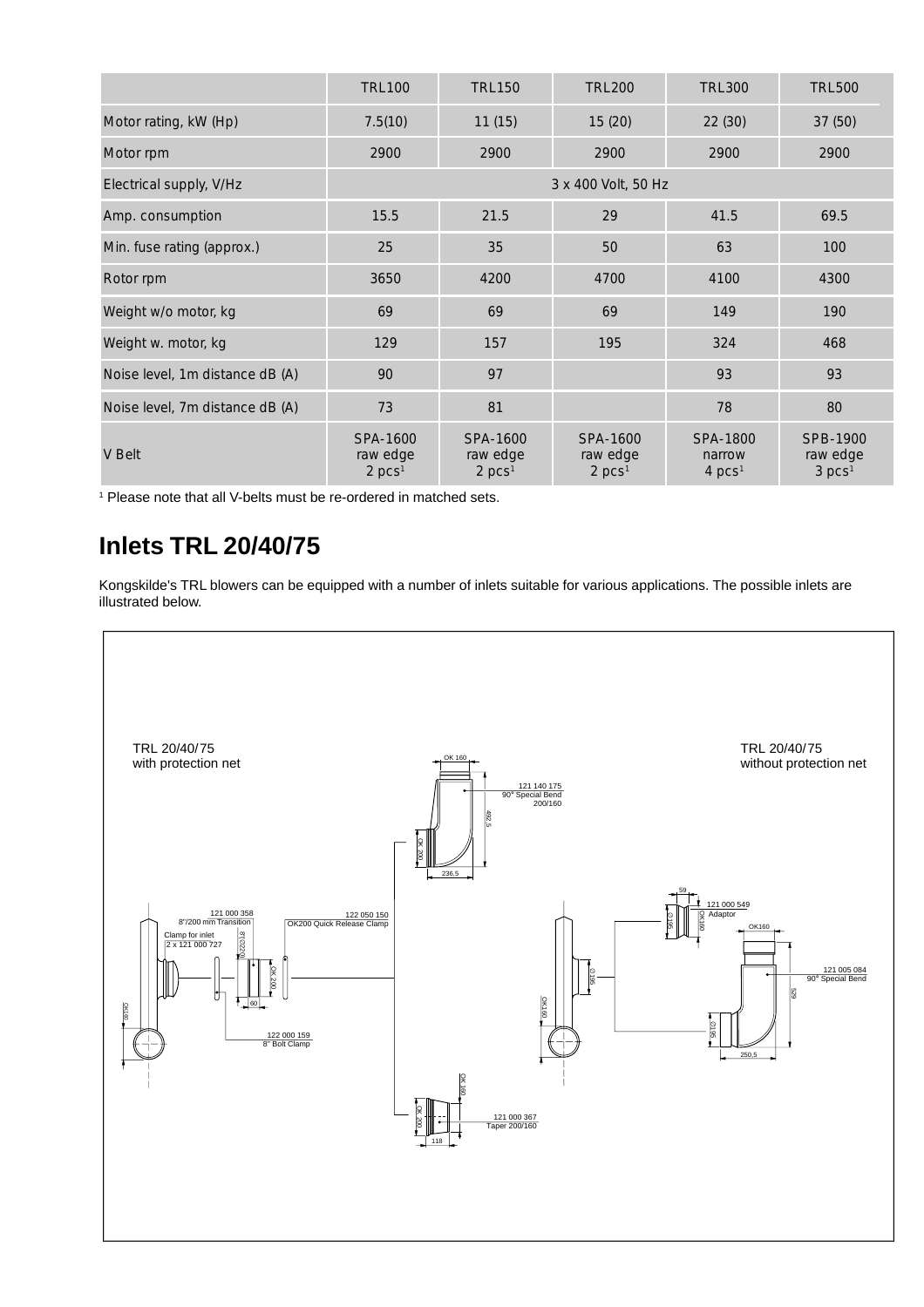| | TRL100 | TRL150 | TRL200 | TRL300 | TRL500 |
|---|---|---|---|---|---|
| Motor rating, kW (Hp) | 7.5(10) | 11 (15) | 15 (20) | 22 (30) | 37 (50) |
| Motor rpm | 2900 | 2900 | 2900 | 2900 | 2900 |
| Electrical supply, V/Hz | 3 x 400 Volt, 50 Hz | | | | |
| Amp. consumption | 15.5 | 21.5 | 29 | 41.5 | 69.5 |
| Min. fuse rating (approx.) | 25 | 35 | 50 | 63 | 100 |
| Rotor rpm | 3650 | 4200 | 4700 | 4100 | 4300 |
| Weight w/o motor, kg | 69 | 69 | 69 | 149 | 190 |
| Weight w. motor, kg | 129 | 157 | 195 | 324 | 468 |
| Noise level, 1m distance dB (A) | 90 | 97 | | 93 | 93 |
| Noise level, 7m distance dB (A) | 73 | 81 | | 78 | 80 |
| V Belt | SPA-1600 raw edge 2 pcs[1] | SPA-1600 raw edge 2 pcs[1] | SPA-1600 raw edge 2 pcs[1] | SPA-1800 narrow 4 pcs[1] | SPB-1900 raw edge 3 pcs[1] |

[1] Please note that all V-belts must be re-ordered in matched sets.

## Inlets TRL 20/40/75

Kongskilde's TRL blowers can be equipped with a number of inlets suitable for various applications. The possible inlets are illustrated below.

TRL 20/40/75 with protection net

TRL 20/40/75 without protection net

121 140 175 90° Special Bend 200/160

121 000 358 8"/200 mm Transition

122 050 150 OK200 Quick Release Clamp

Clamp for inlet 2 x 121 000 727

122 000 159 8" Bolt Clamp

121 000 367 Taper 200/160

121 000 549 Adaptor

121 005 084 90° Special Bend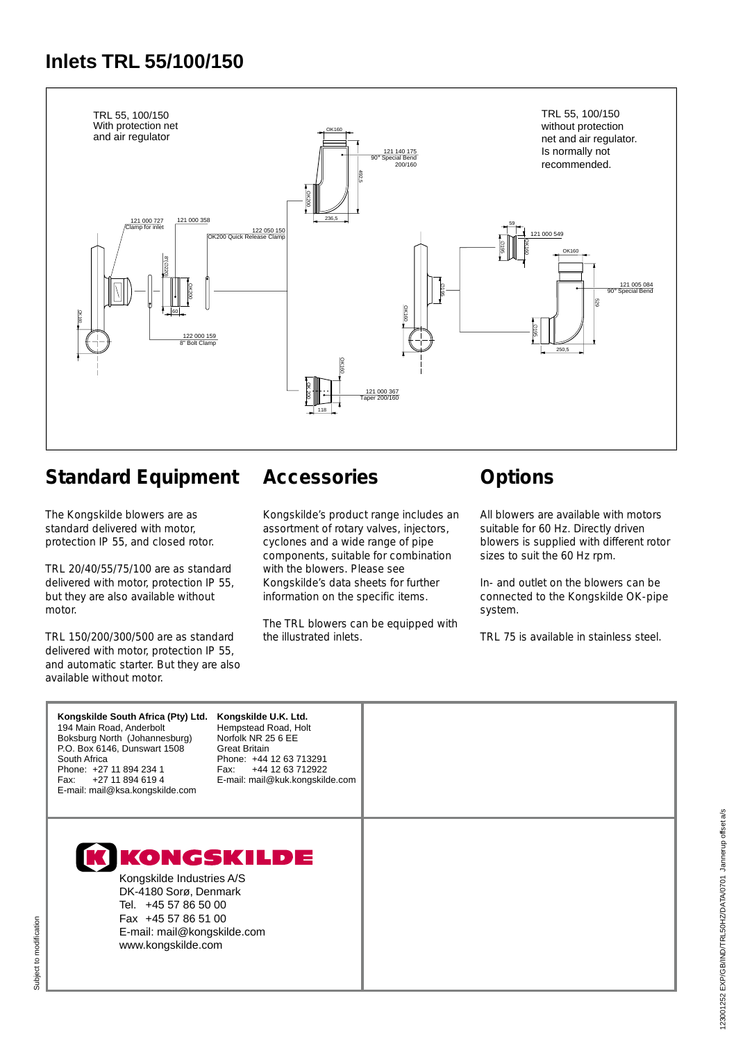# Inlets TRL 55/100/150

TRL 55, 100/150
With protection net
and air regulator

TRL 55, 100/150
without protection
net and air regulator.
Is normally not
recommended.

OK160

121 140 175
90° Special Bend
200/160

492,5

OK200

236,5

121 000 727
Clamp for inlet

121 000 358

122 050 150
OK200 Quick Release Clamp

Ø210/220

OK200

69

OK160

122 000 159
8" Bolt Clamp

59

121 000 549

Ø195

OK160

OK160

Ø195

121 005 084
90° Special Bend

529

OK160

Ø195

250,5

OK160

OK 200

121 000 367
Taper 200/160

118

## Standard Equipment

The Kongskilde blowers are as standard delivered with motor, protection IP 55, and closed rotor.

TRL 20/40/55/75/100 are as standard delivered with motor, protection IP 55, but they are also available without motor.

TRL 150/200/300/500 are as standard delivered with motor, protection IP 55, and automatic starter. But they are also available without motor.

## Accessories

Kongskilde's product range includes an assortment of rotary valves, injectors, cyclones and a wide range of pipe components, suitable for combination with the blowers. Please see Kongskilde's data sheets for further information on the specific items.

The TRL blowers can be equipped with the illustrated inlets.

## Options

All blowers are available with motors suitable for 60 Hz. Directly driven blowers is supplied with different rotor sizes to suit the 60 Hz rpm.

In- and outlet on the blowers can be connected to the Kongskilde OK-pipe system.

TRL 75 is available in stainless steel.

**Kongskilde South Africa (Pty) Ltd.**
194 Main Road, Anderbolt
Boksburg North (Johannesburg)
P.O. Box 6146, Dunswart 1508
South Africa
Phone: +27 11 894 234 1
Fax: +27 11 894 619 4
E-mail: mail@ksa.kongskilde.com

**Kongskilde U.K. Ltd.**
Hempstead Road, Holt
Norfolk NR 25 6 EE
Great Britain
Phone: +44 12 63 713291
Fax: +44 12 63 712922
E-mail: mail@kuk.kongskilde.com

KONGSKILDE

Kongskilde Industries A/S
DK-4180 Sorø, Denmark
Tel. +45 57 86 50 00
Fax +45 57 86 51 00
E-mail: mail@kongskilde.com
www.kongskilde.com

Subject to modification

123001252 EXP/GB/IND/TRL50HZ/DATA/0701 Jannerup offset a/s